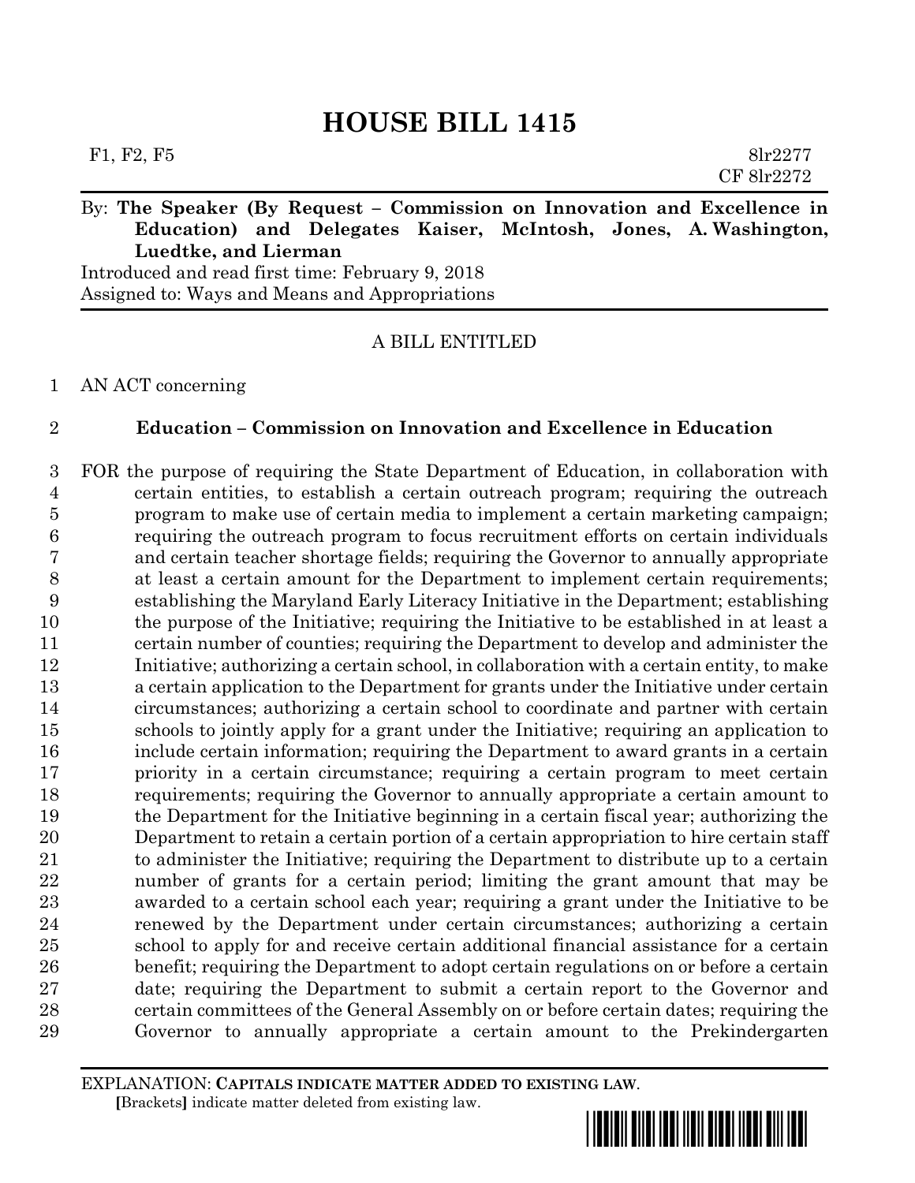# HOUSE BILL 1415

F1, F2, F5 8lr2277
CF 8lr2272

By: **The Speaker (By Request – Commission on Innovation and Excellence in Education) and Delegates Kaiser, McIntosh, Jones, A. Washington, Luedtke, and Lierman**

Introduced and read first time: February 9, 2018
Assigned to: Ways and Means and Appropriations

A BILL ENTITLED

AN ACT concerning

**Education – Commission on Innovation and Excellence in Education**

FOR the purpose of requiring the State Department of Education, in collaboration with certain entities, to establish a certain outreach program; requiring the outreach program to make use of certain media to implement a certain marketing campaign; requiring the outreach program to focus recruitment efforts on certain individuals and certain teacher shortage fields; requiring the Governor to annually appropriate at least a certain amount for the Department to implement certain requirements; establishing the Maryland Early Literacy Initiative in the Department; establishing the purpose of the Initiative; requiring the Initiative to be established in at least a certain number of counties; requiring the Department to develop and administer the Initiative; authorizing a certain school, in collaboration with a certain entity, to make a certain application to the Department for grants under the Initiative under certain circumstances; authorizing a certain school to coordinate and partner with certain schools to jointly apply for a grant under the Initiative; requiring an application to include certain information; requiring the Department to award grants in a certain priority in a certain circumstance; requiring a certain program to meet certain requirements; requiring the Governor to annually appropriate a certain amount to the Department for the Initiative beginning in a certain fiscal year; authorizing the Department to retain a certain portion of a certain appropriation to hire certain staff to administer the Initiative; requiring the Department to distribute up to a certain number of grants for a certain period; limiting the grant amount that may be awarded to a certain school each year; requiring a grant under the Initiative to be renewed by the Department under certain circumstances; authorizing a certain school to apply for and receive certain additional financial assistance for a certain benefit; requiring the Department to adopt certain regulations on or before a certain date; requiring the Department to submit a certain report to the Governor and certain committees of the General Assembly on or before certain dates; requiring the Governor to annually appropriate a certain amount to the Prekindergarten

EXPLANATION: **CAPITALS INDICATE MATTER ADDED TO EXISTING LAW.**
**[**Brackets**]** indicate matter deleted from existing law.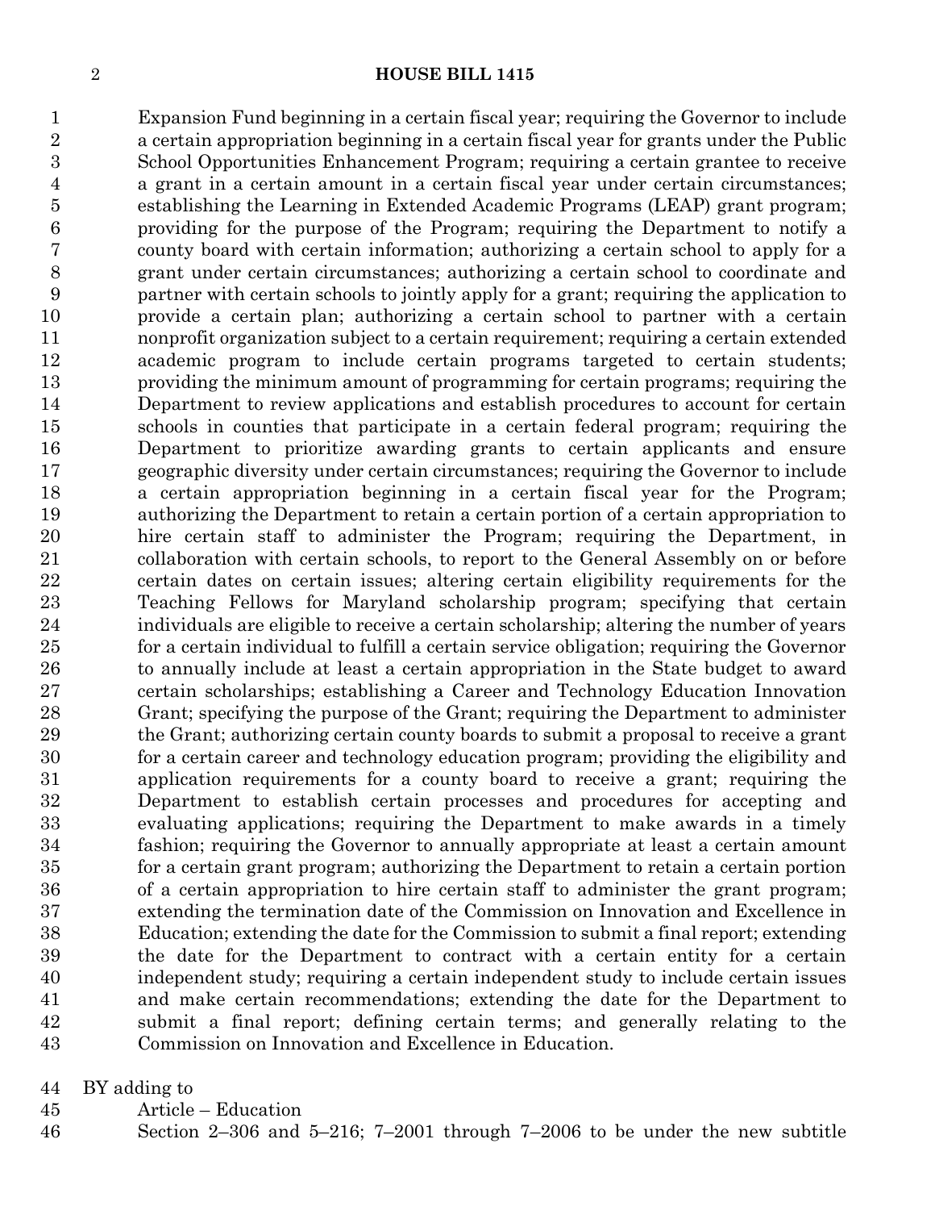Expansion Fund beginning in a certain fiscal year; requiring the Governor to include a certain appropriation beginning in a certain fiscal year for grants under the Public School Opportunities Enhancement Program; requiring a certain grantee to receive a grant in a certain amount in a certain fiscal year under certain circumstances; establishing the Learning in Extended Academic Programs (LEAP) grant program; providing for the purpose of the Program; requiring the Department to notify a county board with certain information; authorizing a certain school to apply for a grant under certain circumstances; authorizing a certain school to coordinate and partner with certain schools to jointly apply for a grant; requiring the application to provide a certain plan; authorizing a certain school to partner with a certain nonprofit organization subject to a certain requirement; requiring a certain extended academic program to include certain programs targeted to certain students; providing the minimum amount of programming for certain programs; requiring the Department to review applications and establish procedures to account for certain schools in counties that participate in a certain federal program; requiring the Department to prioritize awarding grants to certain applicants and ensure geographic diversity under certain circumstances; requiring the Governor to include a certain appropriation beginning in a certain fiscal year for the Program; authorizing the Department to retain a certain portion of a certain appropriation to hire certain staff to administer the Program; requiring the Department, in collaboration with certain schools, to report to the General Assembly on or before certain dates on certain issues; altering certain eligibility requirements for the Teaching Fellows for Maryland scholarship program; specifying that certain individuals are eligible to receive a certain scholarship; altering the number of years for a certain individual to fulfill a certain service obligation; requiring the Governor to annually include at least a certain appropriation in the State budget to award certain scholarships; establishing a Career and Technology Education Innovation Grant; specifying the purpose of the Grant; requiring the Department to administer the Grant; authorizing certain county boards to submit a proposal to receive a grant for a certain career and technology education program; providing the eligibility and application requirements for a county board to receive a grant; requiring the Department to establish certain processes and procedures for accepting and evaluating applications; requiring the Department to make awards in a timely fashion; requiring the Governor to annually appropriate at least a certain amount for a certain grant program; authorizing the Department to retain a certain portion of a certain appropriation to hire certain staff to administer the grant program; extending the termination date of the Commission on Innovation and Excellence in Education; extending the date for the Commission to submit a final report; extending the date for the Department to contract with a certain entity for a certain independent study; requiring a certain independent study to include certain issues and make certain recommendations; extending the date for the Department to submit a final report; defining certain terms; and generally relating to the Commission on Innovation and Excellence in Education.

BY adding to
Article – Education
Section 2–306 and 5–216; 7–2001 through 7–2006 to be under the new subtitle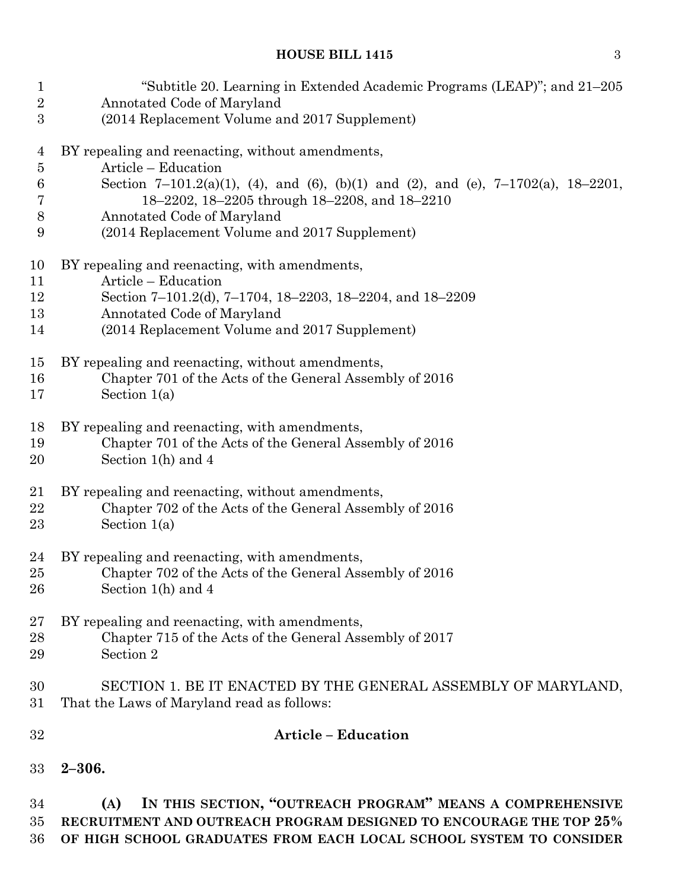"Subtitle 20. Learning in Extended Academic Programs (LEAP)"; and 21–205
Annotated Code of Maryland
(2014 Replacement Volume and 2017 Supplement)

BY repealing and reenacting, without amendments,
Article – Education
Section 7–101.2(a)(1), (4), and (6), (b)(1) and (2), and (e), 7–1702(a), 18–2201, 18–2202, 18–2205 through 18–2208, and 18–2210
Annotated Code of Maryland
(2014 Replacement Volume and 2017 Supplement)

BY repealing and reenacting, with amendments,
Article – Education
Section 7–101.2(d), 7–1704, 18–2203, 18–2204, and 18–2209
Annotated Code of Maryland
(2014 Replacement Volume and 2017 Supplement)

BY repealing and reenacting, without amendments,
Chapter 701 of the Acts of the General Assembly of 2016
Section 1(a)

BY repealing and reenacting, with amendments,
Chapter 701 of the Acts of the General Assembly of 2016
Section 1(h) and 4

BY repealing and reenacting, without amendments,
Chapter 702 of the Acts of the General Assembly of 2016
Section 1(a)

BY repealing and reenacting, with amendments,
Chapter 702 of the Acts of the General Assembly of 2016
Section 1(h) and 4

BY repealing and reenacting, with amendments,
Chapter 715 of the Acts of the General Assembly of 2017
Section 2

SECTION 1. BE IT ENACTED BY THE GENERAL ASSEMBLY OF MARYLAND, That the Laws of Maryland read as follows:

**Article – Education**

**2–306.**

**(A) IN THIS SECTION, "OUTREACH PROGRAM" MEANS A COMPREHENSIVE RECRUITMENT AND OUTREACH PROGRAM DESIGNED TO ENCOURAGE THE TOP 25% OF HIGH SCHOOL GRADUATES FROM EACH LOCAL SCHOOL SYSTEM TO CONSIDER**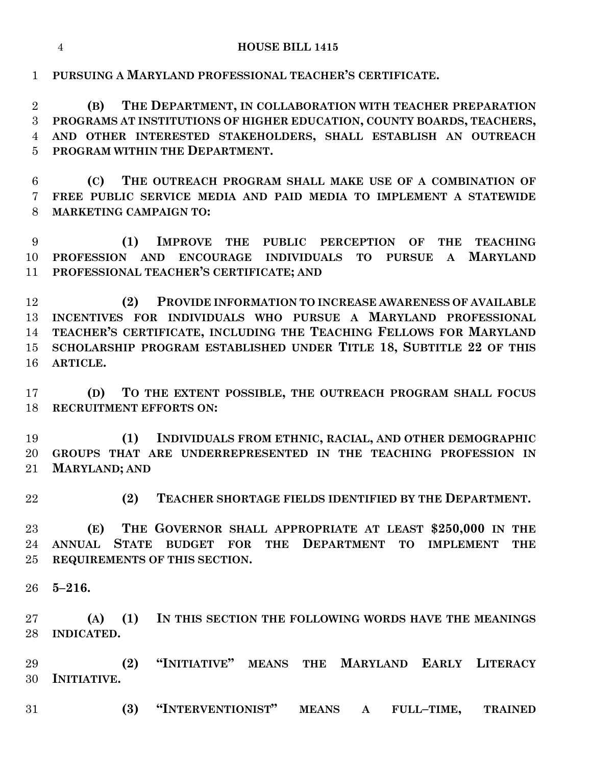**PURSUING A MARYLAND PROFESSIONAL TEACHER'S CERTIFICATE.**

**(B) THE DEPARTMENT, IN COLLABORATION WITH TEACHER PREPARATION PROGRAMS AT INSTITUTIONS OF HIGHER EDUCATION, COUNTY BOARDS, TEACHERS, AND OTHER INTERESTED STAKEHOLDERS, SHALL ESTABLISH AN OUTREACH PROGRAM WITHIN THE DEPARTMENT.**

**(C) THE OUTREACH PROGRAM SHALL MAKE USE OF A COMBINATION OF FREE PUBLIC SERVICE MEDIA AND PAID MEDIA TO IMPLEMENT A STATEWIDE MARKETING CAMPAIGN TO:**

**(1) IMPROVE THE PUBLIC PERCEPTION OF THE TEACHING PROFESSION AND ENCOURAGE INDIVIDUALS TO PURSUE A MARYLAND PROFESSIONAL TEACHER'S CERTIFICATE; AND**

**(2) PROVIDE INFORMATION TO INCREASE AWARENESS OF AVAILABLE INCENTIVES FOR INDIVIDUALS WHO PURSUE A MARYLAND PROFESSIONAL TEACHER'S CERTIFICATE, INCLUDING THE TEACHING FELLOWS FOR MARYLAND SCHOLARSHIP PROGRAM ESTABLISHED UNDER TITLE 18, SUBTITLE 22 OF THIS ARTICLE.**

**(D) TO THE EXTENT POSSIBLE, THE OUTREACH PROGRAM SHALL FOCUS RECRUITMENT EFFORTS ON:**

**(1) INDIVIDUALS FROM ETHNIC, RACIAL, AND OTHER DEMOGRAPHIC GROUPS THAT ARE UNDERREPRESENTED IN THE TEACHING PROFESSION IN MARYLAND; AND**

**(2) TEACHER SHORTAGE FIELDS IDENTIFIED BY THE DEPARTMENT.**

**(E) THE GOVERNOR SHALL APPROPRIATE AT LEAST $250,000 IN THE ANNUAL STATE BUDGET FOR THE DEPARTMENT TO IMPLEMENT THE REQUIREMENTS OF THIS SECTION.**

**5–216.**

**(A) (1) IN THIS SECTION THE FOLLOWING WORDS HAVE THE MEANINGS INDICATED.**

**(2) "INITIATIVE" MEANS THE MARYLAND EARLY LITERACY INITIATIVE.**

**(3) "INTERVENTIONIST" MEANS A FULL–TIME, TRAINED**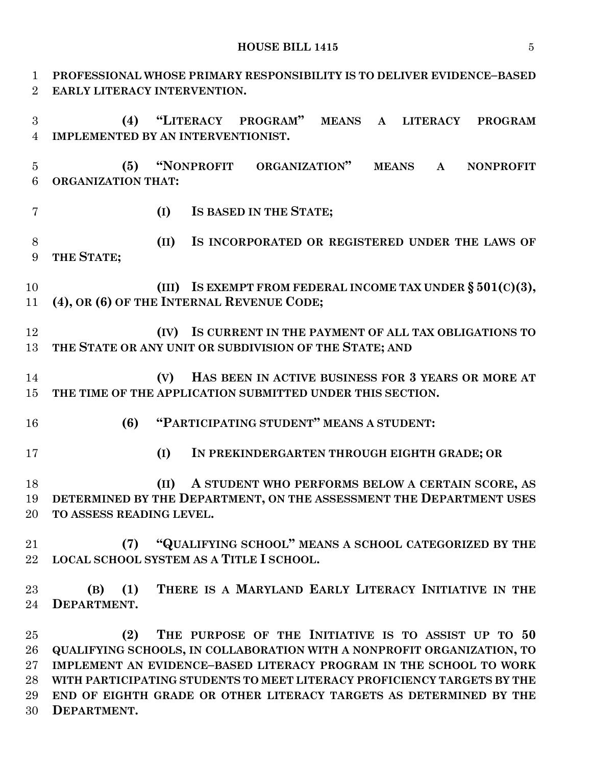**PROFESSIONAL WHOSE PRIMARY RESPONSIBILITY IS TO DELIVER EVIDENCE–BASED EARLY LITERACY INTERVENTION.**

**(4) "LITERACY PROGRAM" MEANS A LITERACY PROGRAM IMPLEMENTED BY AN INTERVENTIONIST.**

**(5) "NONPROFIT ORGANIZATION" MEANS A NONPROFIT ORGANIZATION THAT:**

**(I) IS BASED IN THE STATE;**

**(II) IS INCORPORATED OR REGISTERED UNDER THE LAWS OF THE STATE;**

**(III) IS EXEMPT FROM FEDERAL INCOME TAX UNDER § 501(C)(3), (4), OR (6) OF THE INTERNAL REVENUE CODE;**

**(IV) IS CURRENT IN THE PAYMENT OF ALL TAX OBLIGATIONS TO THE STATE OR ANY UNIT OR SUBDIVISION OF THE STATE; AND**

**(V) HAS BEEN IN ACTIVE BUSINESS FOR 3 YEARS OR MORE AT THE TIME OF THE APPLICATION SUBMITTED UNDER THIS SECTION.**

**(6) "PARTICIPATING STUDENT" MEANS A STUDENT:**

**(I) IN PREKINDERGARTEN THROUGH EIGHTH GRADE; OR**

**(II) A STUDENT WHO PERFORMS BELOW A CERTAIN SCORE, AS DETERMINED BY THE DEPARTMENT, ON THE ASSESSMENT THE DEPARTMENT USES TO ASSESS READING LEVEL.**

**(7) "QUALIFYING SCHOOL" MEANS A SCHOOL CATEGORIZED BY THE LOCAL SCHOOL SYSTEM AS A TITLE I SCHOOL.**

**(B) (1) THERE IS A MARYLAND EARLY LITERACY INITIATIVE IN THE DEPARTMENT.**

**(2) THE PURPOSE OF THE INITIATIVE IS TO ASSIST UP TO 50 QUALIFYING SCHOOLS, IN COLLABORATION WITH A NONPROFIT ORGANIZATION, TO IMPLEMENT AN EVIDENCE–BASED LITERACY PROGRAM IN THE SCHOOL TO WORK WITH PARTICIPATING STUDENTS TO MEET LITERACY PROFICIENCY TARGETS BY THE END OF EIGHTH GRADE OR OTHER LITERACY TARGETS AS DETERMINED BY THE DEPARTMENT.**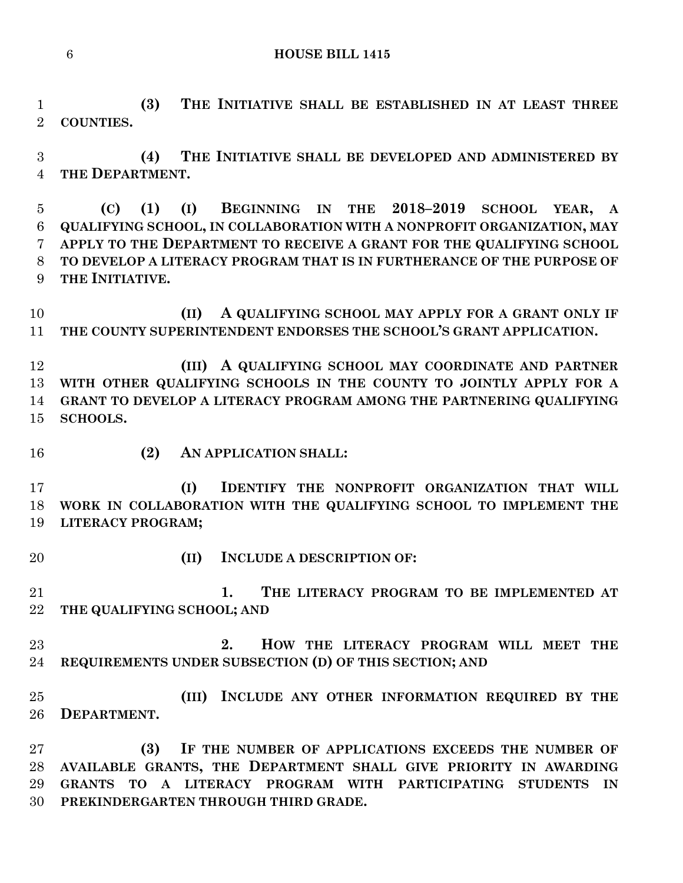**(3) THE INITIATIVE SHALL BE ESTABLISHED IN AT LEAST THREE COUNTIES.**

**(4) THE INITIATIVE SHALL BE DEVELOPED AND ADMINISTERED BY THE DEPARTMENT.**

**(C) (1) (I) BEGINNING IN THE 2018–2019 SCHOOL YEAR, A QUALIFYING SCHOOL, IN COLLABORATION WITH A NONPROFIT ORGANIZATION, MAY APPLY TO THE DEPARTMENT TO RECEIVE A GRANT FOR THE QUALIFYING SCHOOL TO DEVELOP A LITERACY PROGRAM THAT IS IN FURTHERANCE OF THE PURPOSE OF THE INITIATIVE.**

**(II) A QUALIFYING SCHOOL MAY APPLY FOR A GRANT ONLY IF THE COUNTY SUPERINTENDENT ENDORSES THE SCHOOL'S GRANT APPLICATION.**

**(III) A QUALIFYING SCHOOL MAY COORDINATE AND PARTNER WITH OTHER QUALIFYING SCHOOLS IN THE COUNTY TO JOINTLY APPLY FOR A GRANT TO DEVELOP A LITERACY PROGRAM AMONG THE PARTNERING QUALIFYING SCHOOLS.**

**(2) AN APPLICATION SHALL:**

**(I) IDENTIFY THE NONPROFIT ORGANIZATION THAT WILL WORK IN COLLABORATION WITH THE QUALIFYING SCHOOL TO IMPLEMENT THE LITERACY PROGRAM;**

**(II) INCLUDE A DESCRIPTION OF:**

**1. THE LITERACY PROGRAM TO BE IMPLEMENTED AT THE QUALIFYING SCHOOL; AND**

**2. HOW THE LITERACY PROGRAM WILL MEET THE REQUIREMENTS UNDER SUBSECTION (D) OF THIS SECTION; AND**

**(III) INCLUDE ANY OTHER INFORMATION REQUIRED BY THE DEPARTMENT.**

**(3) IF THE NUMBER OF APPLICATIONS EXCEEDS THE NUMBER OF AVAILABLE GRANTS, THE DEPARTMENT SHALL GIVE PRIORITY IN AWARDING GRANTS TO A LITERACY PROGRAM WITH PARTICIPATING STUDENTS IN PREKINDERGARTEN THROUGH THIRD GRADE.**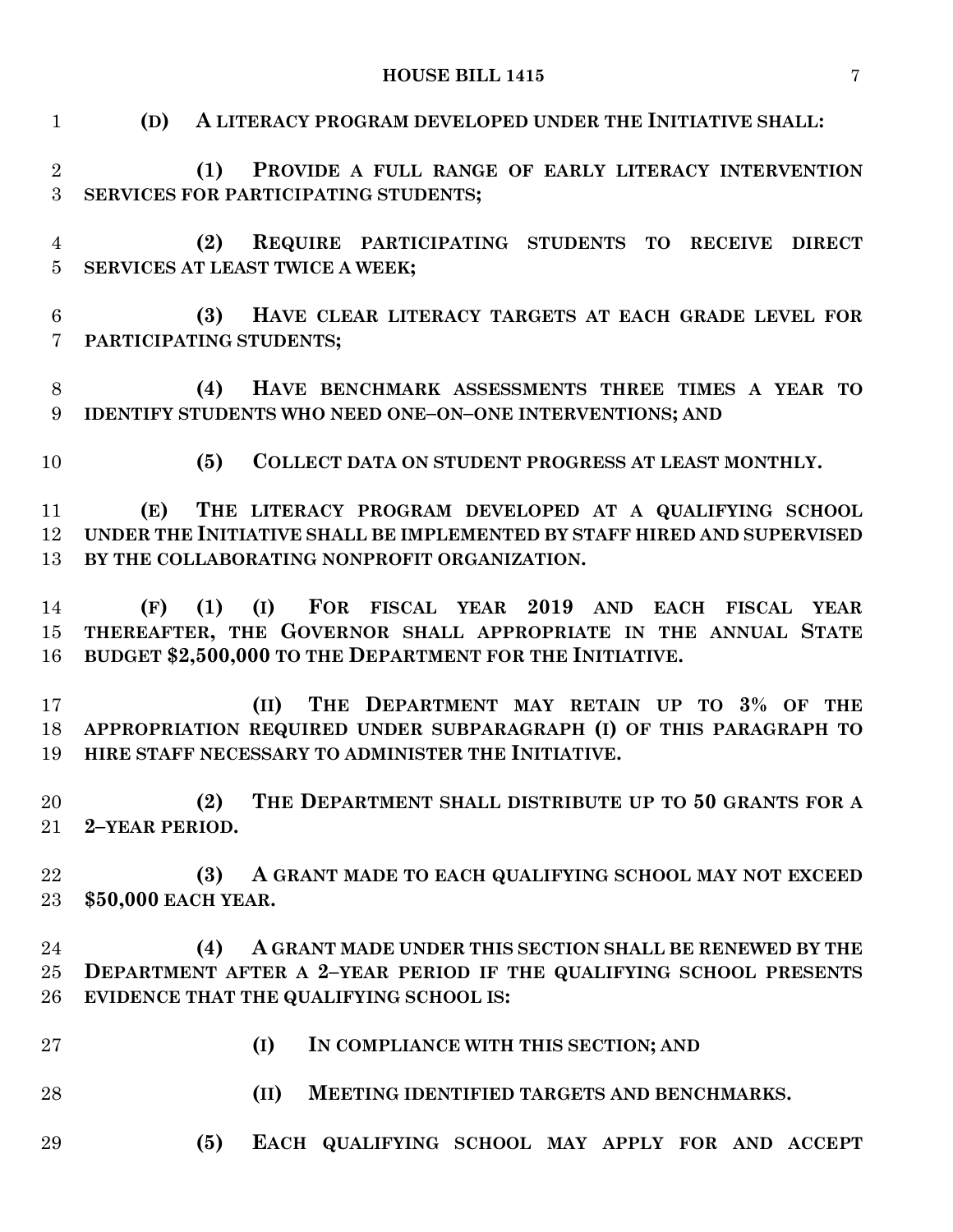**(D) A LITERACY PROGRAM DEVELOPED UNDER THE INITIATIVE SHALL:**

**(1) PROVIDE A FULL RANGE OF EARLY LITERACY INTERVENTION SERVICES FOR PARTICIPATING STUDENTS;**

**(2) REQUIRE PARTICIPATING STUDENTS TO RECEIVE DIRECT SERVICES AT LEAST TWICE A WEEK;**

**(3) HAVE CLEAR LITERACY TARGETS AT EACH GRADE LEVEL FOR PARTICIPATING STUDENTS;**

**(4) HAVE BENCHMARK ASSESSMENTS THREE TIMES A YEAR TO IDENTIFY STUDENTS WHO NEED ONE–ON–ONE INTERVENTIONS; AND**

**(5) COLLECT DATA ON STUDENT PROGRESS AT LEAST MONTHLY.**

**(E) THE LITERACY PROGRAM DEVELOPED AT A QUALIFYING SCHOOL UNDER THE INITIATIVE SHALL BE IMPLEMENTED BY STAFF HIRED AND SUPERVISED BY THE COLLABORATING NONPROFIT ORGANIZATION.**

**(F) (1) (I) FOR FISCAL YEAR 2019 AND EACH FISCAL YEAR THEREAFTER, THE GOVERNOR SHALL APPROPRIATE IN THE ANNUAL STATE BUDGET $2,500,000 TO THE DEPARTMENT FOR THE INITIATIVE.**

**(II) THE DEPARTMENT MAY RETAIN UP TO 3% OF THE APPROPRIATION REQUIRED UNDER SUBPARAGRAPH (I) OF THIS PARAGRAPH TO HIRE STAFF NECESSARY TO ADMINISTER THE INITIATIVE.**

**(2) THE DEPARTMENT SHALL DISTRIBUTE UP TO 50 GRANTS FOR A 2–YEAR PERIOD.**

**(3) A GRANT MADE TO EACH QUALIFYING SCHOOL MAY NOT EXCEED $50,000 EACH YEAR.**

**(4) A GRANT MADE UNDER THIS SECTION SHALL BE RENEWED BY THE DEPARTMENT AFTER A 2–YEAR PERIOD IF THE QUALIFYING SCHOOL PRESENTS EVIDENCE THAT THE QUALIFYING SCHOOL IS:**

**(I) IN COMPLIANCE WITH THIS SECTION; AND**

**(II) MEETING IDENTIFIED TARGETS AND BENCHMARKS.**

**(5) EACH QUALIFYING SCHOOL MAY APPLY FOR AND ACCEPT**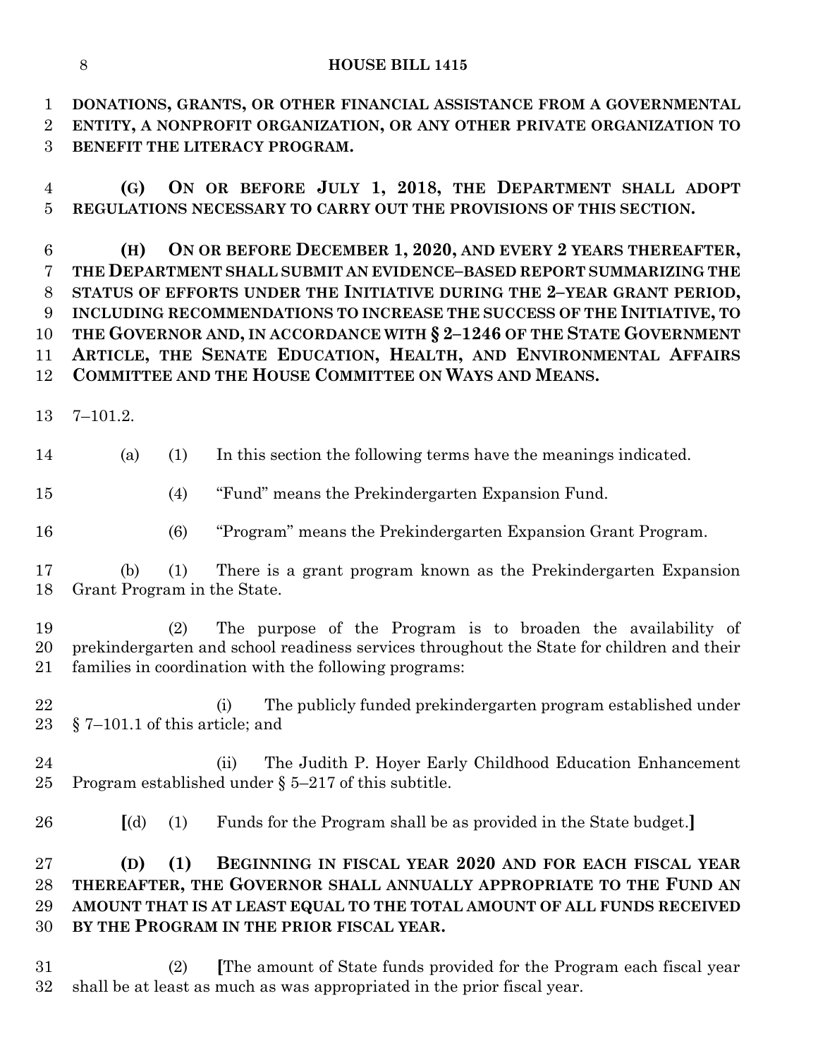**DONATIONS, GRANTS, OR OTHER FINANCIAL ASSISTANCE FROM A GOVERNMENTAL ENTITY, A NONPROFIT ORGANIZATION, OR ANY OTHER PRIVATE ORGANIZATION TO BENEFIT THE LITERACY PROGRAM.**

**(G) ON OR BEFORE JULY 1, 2018, THE DEPARTMENT SHALL ADOPT REGULATIONS NECESSARY TO CARRY OUT THE PROVISIONS OF THIS SECTION.**

**(H) ON OR BEFORE DECEMBER 1, 2020, AND EVERY 2 YEARS THEREAFTER, THE DEPARTMENT SHALL SUBMIT AN EVIDENCE–BASED REPORT SUMMARIZING THE STATUS OF EFFORTS UNDER THE INITIATIVE DURING THE 2–YEAR GRANT PERIOD, INCLUDING RECOMMENDATIONS TO INCREASE THE SUCCESS OF THE INITIATIVE, TO THE GOVERNOR AND, IN ACCORDANCE WITH § 2–1246 OF THE STATE GOVERNMENT ARTICLE, THE SENATE EDUCATION, HEALTH, AND ENVIRONMENTAL AFFAIRS COMMITTEE AND THE HOUSE COMMITTEE ON WAYS AND MEANS.**

7–101.2.

(a) (1) In this section the following terms have the meanings indicated.

(4) "Fund" means the Prekindergarten Expansion Fund.

(6) "Program" means the Prekindergarten Expansion Grant Program.

(b) (1) There is a grant program known as the Prekindergarten Expansion Grant Program in the State.

(2) The purpose of the Program is to broaden the availability of prekindergarten and school readiness services throughout the State for children and their families in coordination with the following programs:

(i) The publicly funded prekindergarten program established under § 7–101.1 of this article; and

(ii) The Judith P. Hoyer Early Childhood Education Enhancement Program established under § 5–217 of this subtitle.

[(d) (1) Funds for the Program shall be as provided in the State budget.]

**(D) (1) BEGINNING IN FISCAL YEAR 2020 AND FOR EACH FISCAL YEAR THEREAFTER, THE GOVERNOR SHALL ANNUALLY APPROPRIATE TO THE FUND AN AMOUNT THAT IS AT LEAST EQUAL TO THE TOTAL AMOUNT OF ALL FUNDS RECEIVED BY THE PROGRAM IN THE PRIOR FISCAL YEAR.**

(2) [The amount of State funds provided for the Program each fiscal year shall be at least as much as was appropriated in the prior fiscal year.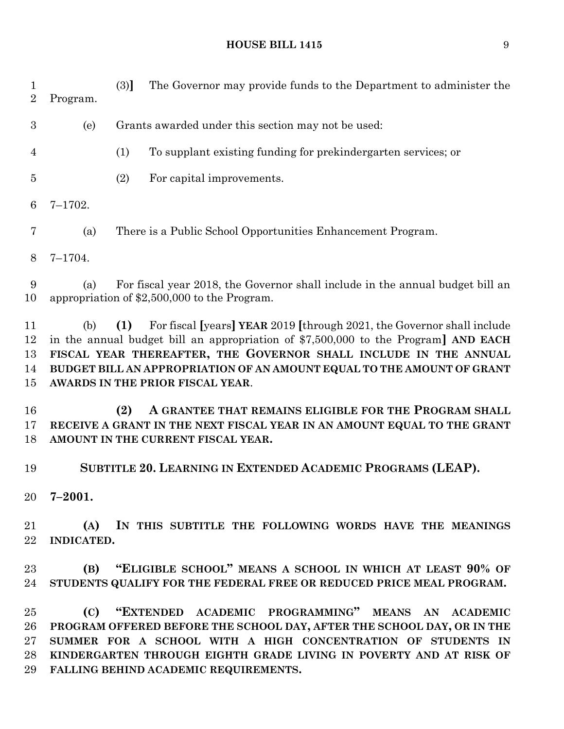(3)] The Governor may provide funds to the Department to administer the Program.

(e) Grants awarded under this section may not be used:

(1) To supplant existing funding for prekindergarten services; or

(2) For capital improvements.

7–1702.

(a) There is a Public School Opportunities Enhancement Program.

7–1704.

(a) For fiscal year 2018, the Governor shall include in the annual budget bill an appropriation of $2,500,000 to the Program.

(b) **(1)** For fiscal [years] **YEAR** 2019 [through 2021, the Governor shall include in the annual budget bill an appropriation of $7,500,000 to the Program] **AND EACH FISCAL YEAR THEREAFTER, THE GOVERNOR SHALL INCLUDE IN THE ANNUAL BUDGET BILL AN APPROPRIATION OF AN AMOUNT EQUAL TO THE AMOUNT OF GRANT AWARDS IN THE PRIOR FISCAL YEAR**.

**(2) A GRANTEE THAT REMAINS ELIGIBLE FOR THE PROGRAM SHALL RECEIVE A GRANT IN THE NEXT FISCAL YEAR IN AN AMOUNT EQUAL TO THE GRANT AMOUNT IN THE CURRENT FISCAL YEAR.**

**SUBTITLE 20. LEARNING IN EXTENDED ACADEMIC PROGRAMS (LEAP).**

**7–2001.**

**(A) IN THIS SUBTITLE THE FOLLOWING WORDS HAVE THE MEANINGS INDICATED.**

**(B) "ELIGIBLE SCHOOL" MEANS A SCHOOL IN WHICH AT LEAST 90% OF STUDENTS QUALIFY FOR THE FEDERAL FREE OR REDUCED PRICE MEAL PROGRAM.**

**(C) "EXTENDED ACADEMIC PROGRAMMING" MEANS AN ACADEMIC PROGRAM OFFERED BEFORE THE SCHOOL DAY, AFTER THE SCHOOL DAY, OR IN THE SUMMER FOR A SCHOOL WITH A HIGH CONCENTRATION OF STUDENTS IN KINDERGARTEN THROUGH EIGHTH GRADE LIVING IN POVERTY AND AT RISK OF FALLING BEHIND ACADEMIC REQUIREMENTS.**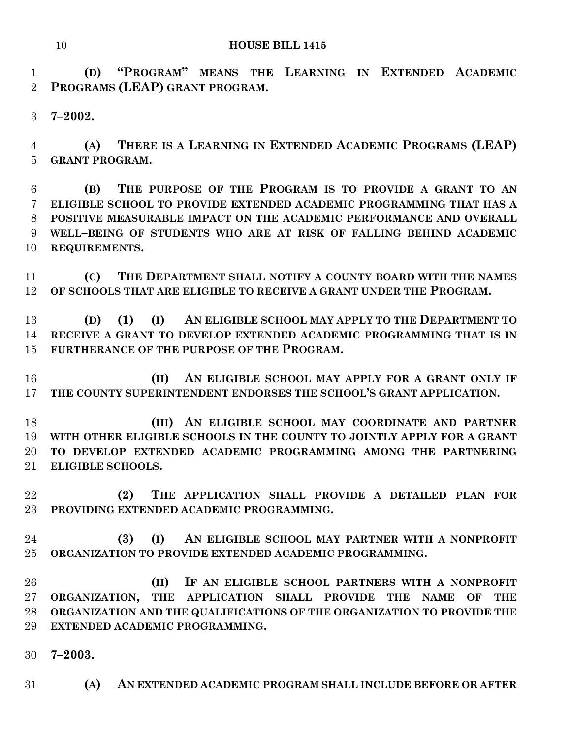**(D) "PROGRAM" MEANS THE LEARNING IN EXTENDED ACADEMIC PROGRAMS (LEAP) GRANT PROGRAM.**

**7–2002.**

**(A) THERE IS A LEARNING IN EXTENDED ACADEMIC PROGRAMS (LEAP) GRANT PROGRAM.**

**(B) THE PURPOSE OF THE PROGRAM IS TO PROVIDE A GRANT TO AN ELIGIBLE SCHOOL TO PROVIDE EXTENDED ACADEMIC PROGRAMMING THAT HAS A POSITIVE MEASURABLE IMPACT ON THE ACADEMIC PERFORMANCE AND OVERALL WELL–BEING OF STUDENTS WHO ARE AT RISK OF FALLING BEHIND ACADEMIC REQUIREMENTS.**

**(C) THE DEPARTMENT SHALL NOTIFY A COUNTY BOARD WITH THE NAMES OF SCHOOLS THAT ARE ELIGIBLE TO RECEIVE A GRANT UNDER THE PROGRAM.**

**(D) (1) (I) AN ELIGIBLE SCHOOL MAY APPLY TO THE DEPARTMENT TO RECEIVE A GRANT TO DEVELOP EXTENDED ACADEMIC PROGRAMMING THAT IS IN FURTHERANCE OF THE PURPOSE OF THE PROGRAM.**

**(II) AN ELIGIBLE SCHOOL MAY APPLY FOR A GRANT ONLY IF THE COUNTY SUPERINTENDENT ENDORSES THE SCHOOL'S GRANT APPLICATION.**

**(III) AN ELIGIBLE SCHOOL MAY COORDINATE AND PARTNER WITH OTHER ELIGIBLE SCHOOLS IN THE COUNTY TO JOINTLY APPLY FOR A GRANT TO DEVELOP EXTENDED ACADEMIC PROGRAMMING AMONG THE PARTNERING ELIGIBLE SCHOOLS.**

**(2) THE APPLICATION SHALL PROVIDE A DETAILED PLAN FOR PROVIDING EXTENDED ACADEMIC PROGRAMMING.**

**(3) (I) AN ELIGIBLE SCHOOL MAY PARTNER WITH A NONPROFIT ORGANIZATION TO PROVIDE EXTENDED ACADEMIC PROGRAMMING.**

**(II) IF AN ELIGIBLE SCHOOL PARTNERS WITH A NONPROFIT ORGANIZATION, THE APPLICATION SHALL PROVIDE THE NAME OF THE ORGANIZATION AND THE QUALIFICATIONS OF THE ORGANIZATION TO PROVIDE THE EXTENDED ACADEMIC PROGRAMMING.**

**7–2003.**

**(A) AN EXTENDED ACADEMIC PROGRAM SHALL INCLUDE BEFORE OR AFTER**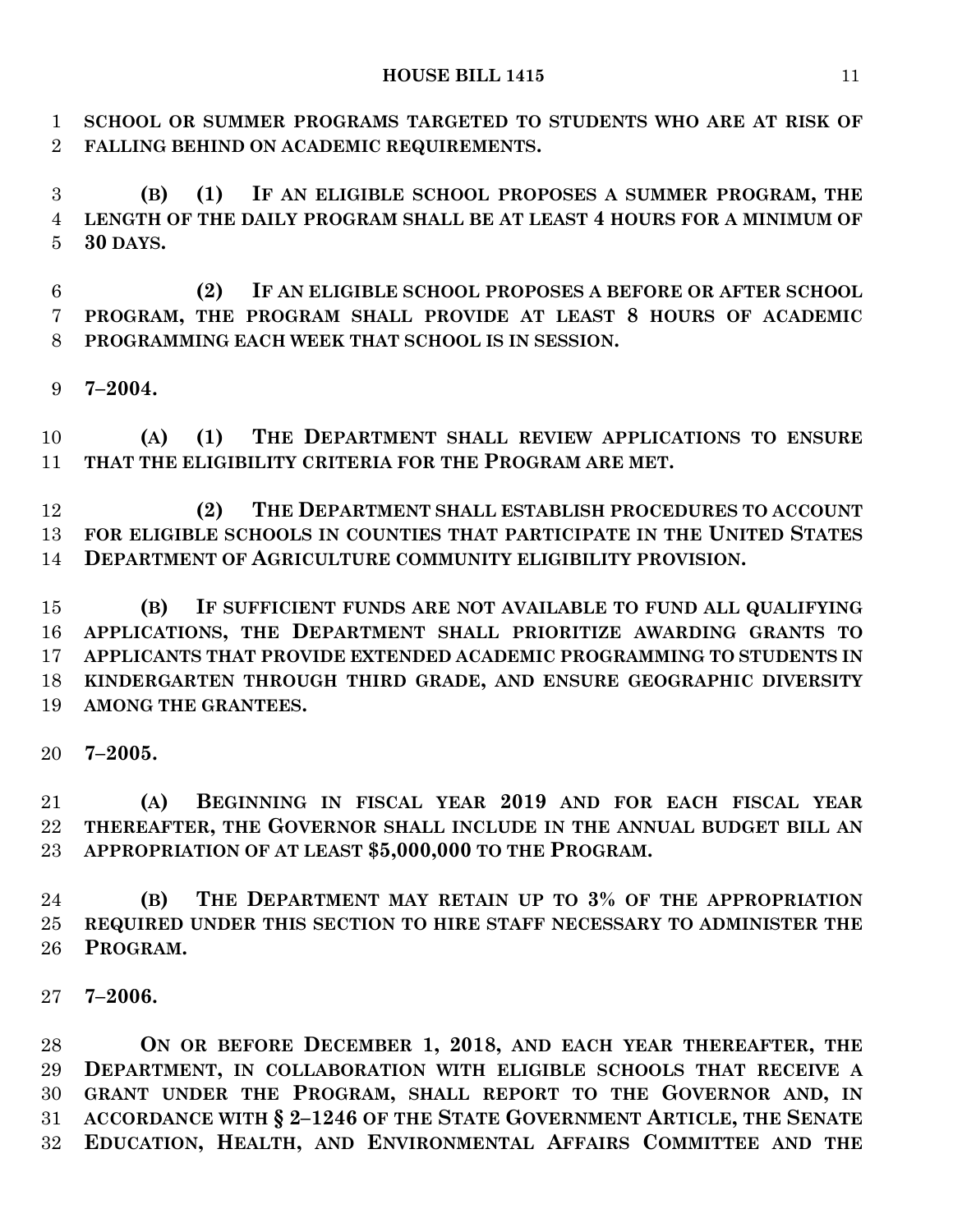**SCHOOL OR SUMMER PROGRAMS TARGETED TO STUDENTS WHO ARE AT RISK OF FALLING BEHIND ON ACADEMIC REQUIREMENTS.**

**(B) (1) IF AN ELIGIBLE SCHOOL PROPOSES A SUMMER PROGRAM, THE LENGTH OF THE DAILY PROGRAM SHALL BE AT LEAST 4 HOURS FOR A MINIMUM OF 30 DAYS.**

**(2) IF AN ELIGIBLE SCHOOL PROPOSES A BEFORE OR AFTER SCHOOL PROGRAM, THE PROGRAM SHALL PROVIDE AT LEAST 8 HOURS OF ACADEMIC PROGRAMMING EACH WEEK THAT SCHOOL IS IN SESSION.**

**7–2004.**

**(A) (1) THE DEPARTMENT SHALL REVIEW APPLICATIONS TO ENSURE THAT THE ELIGIBILITY CRITERIA FOR THE PROGRAM ARE MET.**

**(2) THE DEPARTMENT SHALL ESTABLISH PROCEDURES TO ACCOUNT FOR ELIGIBLE SCHOOLS IN COUNTIES THAT PARTICIPATE IN THE UNITED STATES DEPARTMENT OF AGRICULTURE COMMUNITY ELIGIBILITY PROVISION.**

**(B) IF SUFFICIENT FUNDS ARE NOT AVAILABLE TO FUND ALL QUALIFYING APPLICATIONS, THE DEPARTMENT SHALL PRIORITIZE AWARDING GRANTS TO APPLICANTS THAT PROVIDE EXTENDED ACADEMIC PROGRAMMING TO STUDENTS IN KINDERGARTEN THROUGH THIRD GRADE, AND ENSURE GEOGRAPHIC DIVERSITY AMONG THE GRANTEES.**

**7–2005.**

**(A) BEGINNING IN FISCAL YEAR 2019 AND FOR EACH FISCAL YEAR THEREAFTER, THE GOVERNOR SHALL INCLUDE IN THE ANNUAL BUDGET BILL AN APPROPRIATION OF AT LEAST $5,000,000 TO THE PROGRAM.**

**(B) THE DEPARTMENT MAY RETAIN UP TO 3% OF THE APPROPRIATION REQUIRED UNDER THIS SECTION TO HIRE STAFF NECESSARY TO ADMINISTER THE PROGRAM.**

**7–2006.**

**ON OR BEFORE DECEMBER 1, 2018, AND EACH YEAR THEREAFTER, THE DEPARTMENT, IN COLLABORATION WITH ELIGIBLE SCHOOLS THAT RECEIVE A GRANT UNDER THE PROGRAM, SHALL REPORT TO THE GOVERNOR AND, IN ACCORDANCE WITH § 2–1246 OF THE STATE GOVERNMENT ARTICLE, THE SENATE EDUCATION, HEALTH, AND ENVIRONMENTAL AFFAIRS COMMITTEE AND THE**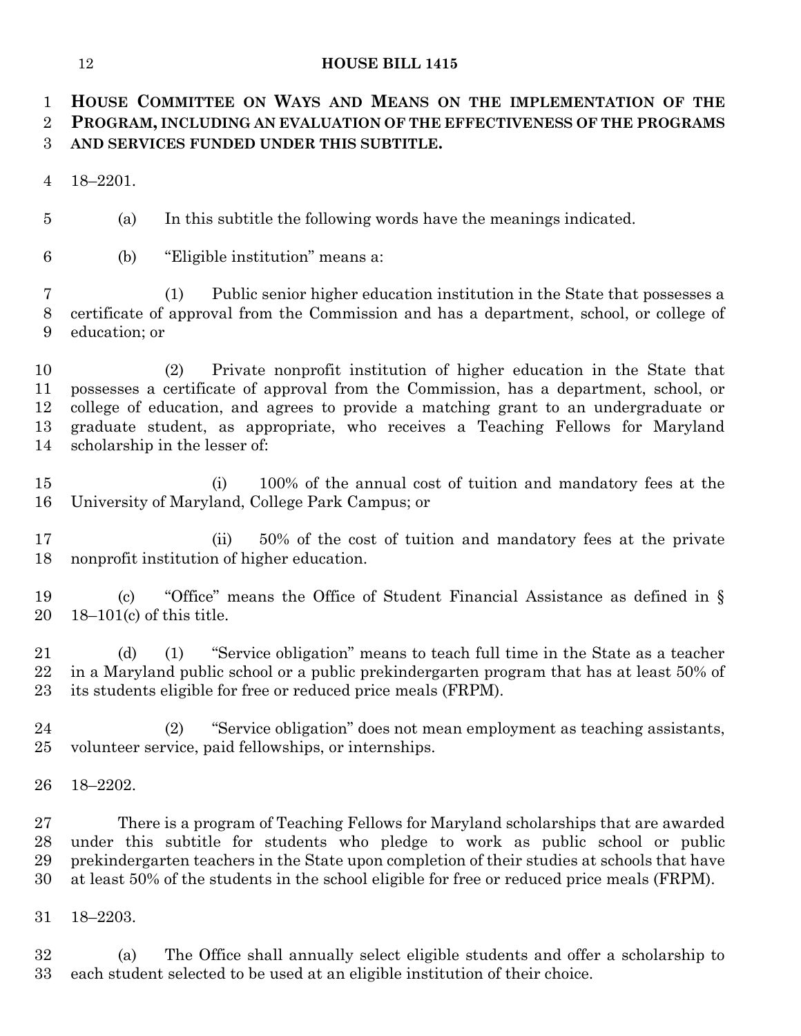**HOUSE COMMITTEE ON WAYS AND MEANS ON THE IMPLEMENTATION OF THE PROGRAM, INCLUDING AN EVALUATION OF THE EFFECTIVENESS OF THE PROGRAMS AND SERVICES FUNDED UNDER THIS SUBTITLE.**

18–2201.

(a) In this subtitle the following words have the meanings indicated.

(b) "Eligible institution" means a:

(1) Public senior higher education institution in the State that possesses a certificate of approval from the Commission and has a department, school, or college of education; or

(2) Private nonprofit institution of higher education in the State that possesses a certificate of approval from the Commission, has a department, school, or college of education, and agrees to provide a matching grant to an undergraduate or graduate student, as appropriate, who receives a Teaching Fellows for Maryland scholarship in the lesser of:

(i) 100% of the annual cost of tuition and mandatory fees at the University of Maryland, College Park Campus; or

(ii) 50% of the cost of tuition and mandatory fees at the private nonprofit institution of higher education.

(c) "Office" means the Office of Student Financial Assistance as defined in § 18–101(c) of this title.

(d) (1) "Service obligation" means to teach full time in the State as a teacher in a Maryland public school or a public prekindergarten program that has at least 50% of its students eligible for free or reduced price meals (FRPM).

(2) "Service obligation" does not mean employment as teaching assistants, volunteer service, paid fellowships, or internships.

18–2202.

There is a program of Teaching Fellows for Maryland scholarships that are awarded under this subtitle for students who pledge to work as public school or public prekindergarten teachers in the State upon completion of their studies at schools that have at least 50% of the students in the school eligible for free or reduced price meals (FRPM).

18–2203.

(a) The Office shall annually select eligible students and offer a scholarship to each student selected to be used at an eligible institution of their choice.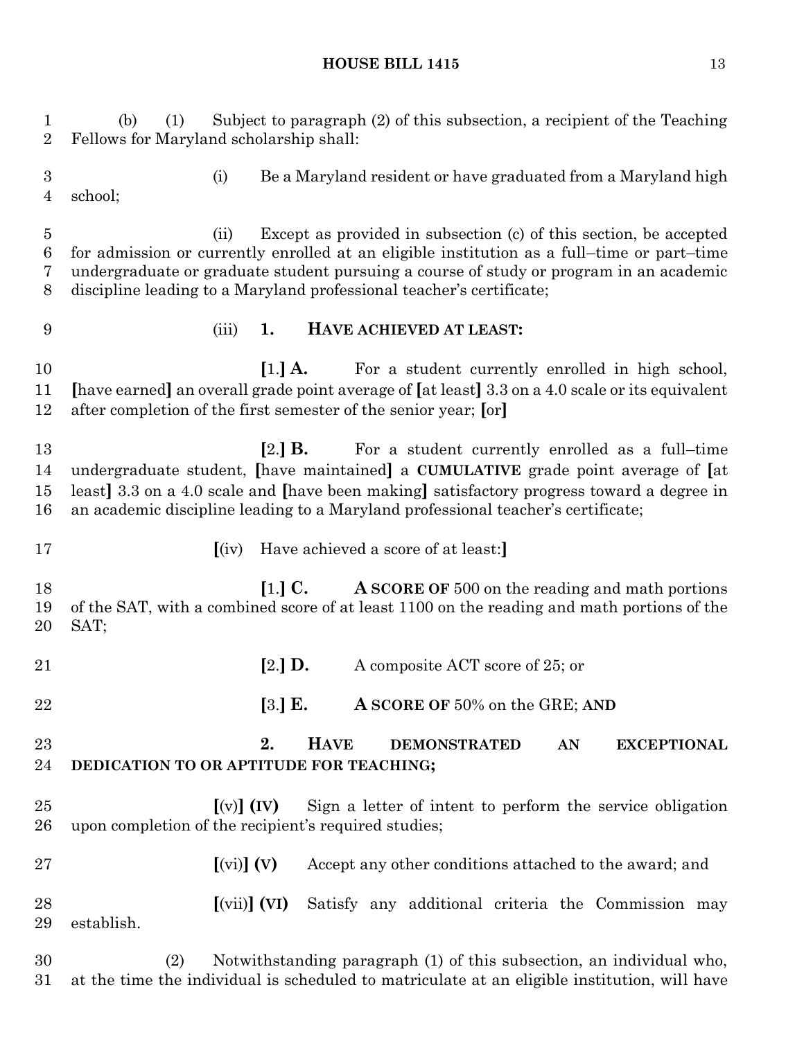(b) (1) Subject to paragraph (2) of this subsection, a recipient of the Teaching Fellows for Maryland scholarship shall:

(i) Be a Maryland resident or have graduated from a Maryland high school;

(ii) Except as provided in subsection (c) of this section, be accepted for admission or currently enrolled at an eligible institution as a full–time or part–time undergraduate or graduate student pursuing a course of study or program in an academic discipline leading to a Maryland professional teacher's certificate;

(iii) **1. HAVE ACHIEVED AT LEAST:**

**[**1.**] A.** For a student currently enrolled in high school, **[**have earned**]** an overall grade point average of **[**at least**]** 3.3 on a 4.0 scale or its equivalent after completion of the first semester of the senior year; **[**or**]**

**[**2.**] B.** For a student currently enrolled as a full–time undergraduate student, **[**have maintained**]** a **CUMULATIVE** grade point average of **[**at least**]** 3.3 on a 4.0 scale and **[**have been making**]** satisfactory progress toward a degree in an academic discipline leading to a Maryland professional teacher's certificate;

**[**(iv) Have achieved a score of at least:**]**

**[**1.**] C. A SCORE OF** 500 on the reading and math portions of the SAT, with a combined score of at least 1100 on the reading and math portions of the SAT;

**[**2.**] D.** A composite ACT score of 25; or

**[**3.**] E. A SCORE OF** 50% on the GRE; **AND**

**2. HAVE DEMONSTRATED AN EXCEPTIONAL DEDICATION TO OR APTITUDE FOR TEACHING;**

**[**(v)**] (IV)** Sign a letter of intent to perform the service obligation upon completion of the recipient's required studies;

**[**(vi)**] (V)** Accept any other conditions attached to the award; and

**[**(vii)**] (VI)** Satisfy any additional criteria the Commission may establish.

(2) Notwithstanding paragraph (1) of this subsection, an individual who, at the time the individual is scheduled to matriculate at an eligible institution, will have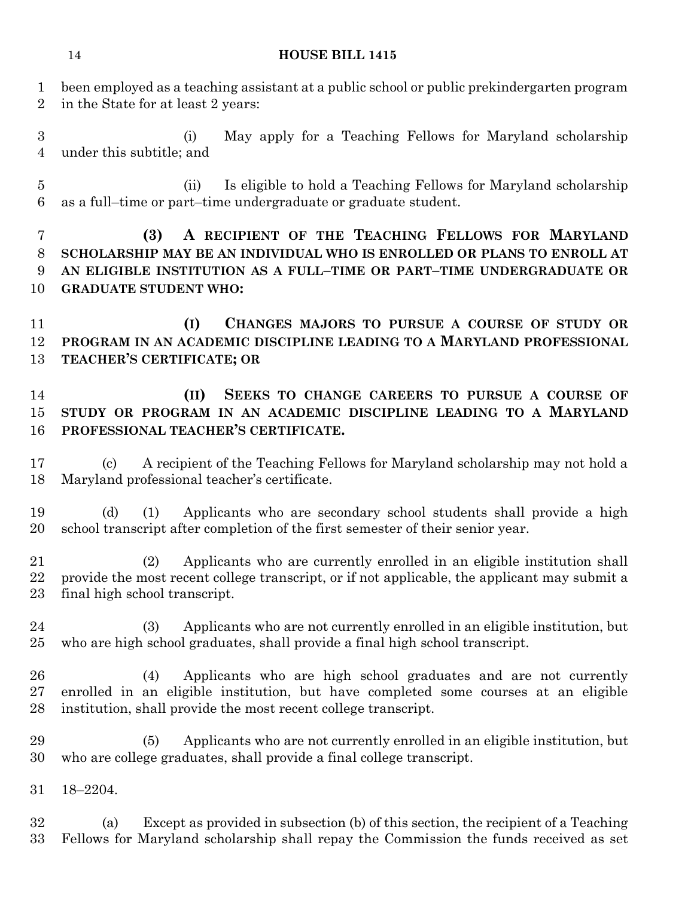been employed as a teaching assistant at a public school or public prekindergarten program in the State for at least 2 years:

(i) May apply for a Teaching Fellows for Maryland scholarship under this subtitle; and

(ii) Is eligible to hold a Teaching Fellows for Maryland scholarship as a full–time or part–time undergraduate or graduate student.

**(3) A RECIPIENT OF THE TEACHING FELLOWS FOR MARYLAND SCHOLARSHIP MAY BE AN INDIVIDUAL WHO IS ENROLLED OR PLANS TO ENROLL AT AN ELIGIBLE INSTITUTION AS A FULL–TIME OR PART–TIME UNDERGRADUATE OR GRADUATE STUDENT WHO:**

**(I) CHANGES MAJORS TO PURSUE A COURSE OF STUDY OR PROGRAM IN AN ACADEMIC DISCIPLINE LEADING TO A MARYLAND PROFESSIONAL TEACHER'S CERTIFICATE; OR**

**(II) SEEKS TO CHANGE CAREERS TO PURSUE A COURSE OF STUDY OR PROGRAM IN AN ACADEMIC DISCIPLINE LEADING TO A MARYLAND PROFESSIONAL TEACHER'S CERTIFICATE.**

(c) A recipient of the Teaching Fellows for Maryland scholarship may not hold a Maryland professional teacher's certificate.

(d) (1) Applicants who are secondary school students shall provide a high school transcript after completion of the first semester of their senior year.

(2) Applicants who are currently enrolled in an eligible institution shall provide the most recent college transcript, or if not applicable, the applicant may submit a final high school transcript.

(3) Applicants who are not currently enrolled in an eligible institution, but who are high school graduates, shall provide a final high school transcript.

(4) Applicants who are high school graduates and are not currently enrolled in an eligible institution, but have completed some courses at an eligible institution, shall provide the most recent college transcript.

(5) Applicants who are not currently enrolled in an eligible institution, but who are college graduates, shall provide a final college transcript.

18–2204.

(a) Except as provided in subsection (b) of this section, the recipient of a Teaching Fellows for Maryland scholarship shall repay the Commission the funds received as set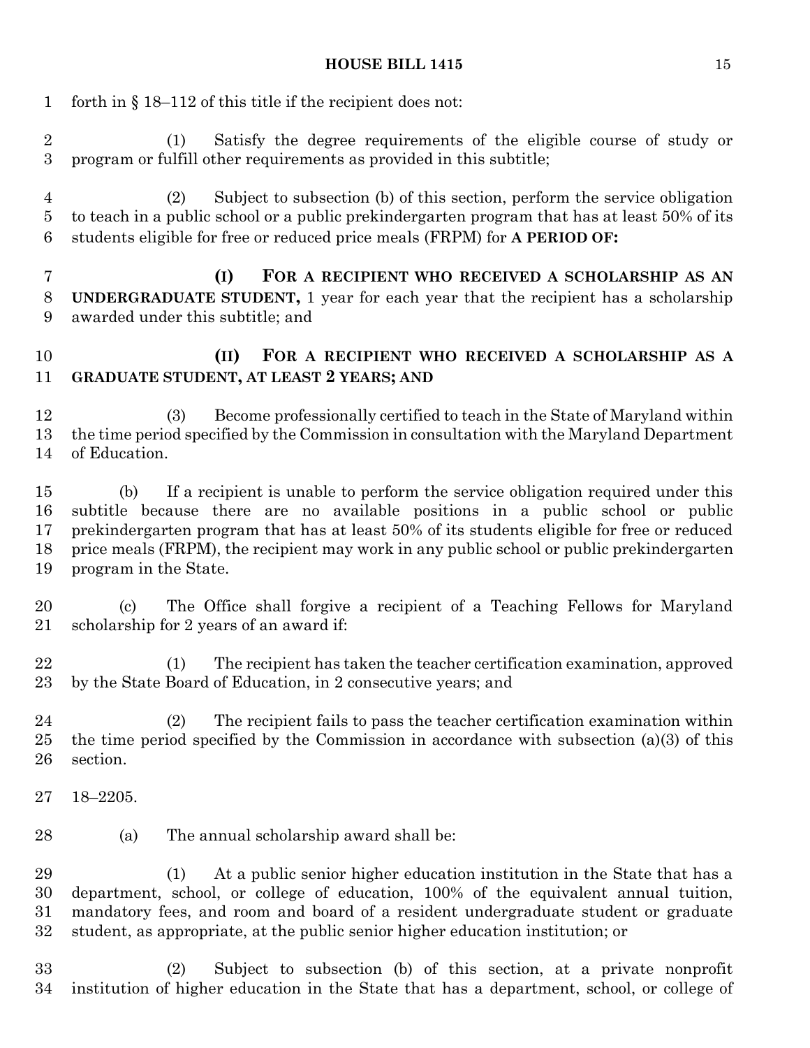forth in § 18–112 of this title if the recipient does not:

(1) Satisfy the degree requirements of the eligible course of study or program or fulfill other requirements as provided in this subtitle;

(2) Subject to subsection (b) of this section, perform the service obligation to teach in a public school or a public prekindergarten program that has at least 50% of its students eligible for free or reduced price meals (FRPM) for **A PERIOD OF:**

**(I) FOR A RECIPIENT WHO RECEIVED A SCHOLARSHIP AS AN UNDERGRADUATE STUDENT,** 1 year for each year that the recipient has a scholarship awarded under this subtitle; and

**(II) FOR A RECIPIENT WHO RECEIVED A SCHOLARSHIP AS A GRADUATE STUDENT, AT LEAST 2 YEARS; AND**

(3) Become professionally certified to teach in the State of Maryland within the time period specified by the Commission in consultation with the Maryland Department of Education.

(b) If a recipient is unable to perform the service obligation required under this subtitle because there are no available positions in a public school or public prekindergarten program that has at least 50% of its students eligible for free or reduced price meals (FRPM), the recipient may work in any public school or public prekindergarten program in the State.

(c) The Office shall forgive a recipient of a Teaching Fellows for Maryland scholarship for 2 years of an award if:

(1) The recipient has taken the teacher certification examination, approved by the State Board of Education, in 2 consecutive years; and

(2) The recipient fails to pass the teacher certification examination within the time period specified by the Commission in accordance with subsection (a)(3) of this section.

18–2205.

(a) The annual scholarship award shall be:

(1) At a public senior higher education institution in the State that has a department, school, or college of education, 100% of the equivalent annual tuition, mandatory fees, and room and board of a resident undergraduate student or graduate student, as appropriate, at the public senior higher education institution; or

(2) Subject to subsection (b) of this section, at a private nonprofit institution of higher education in the State that has a department, school, or college of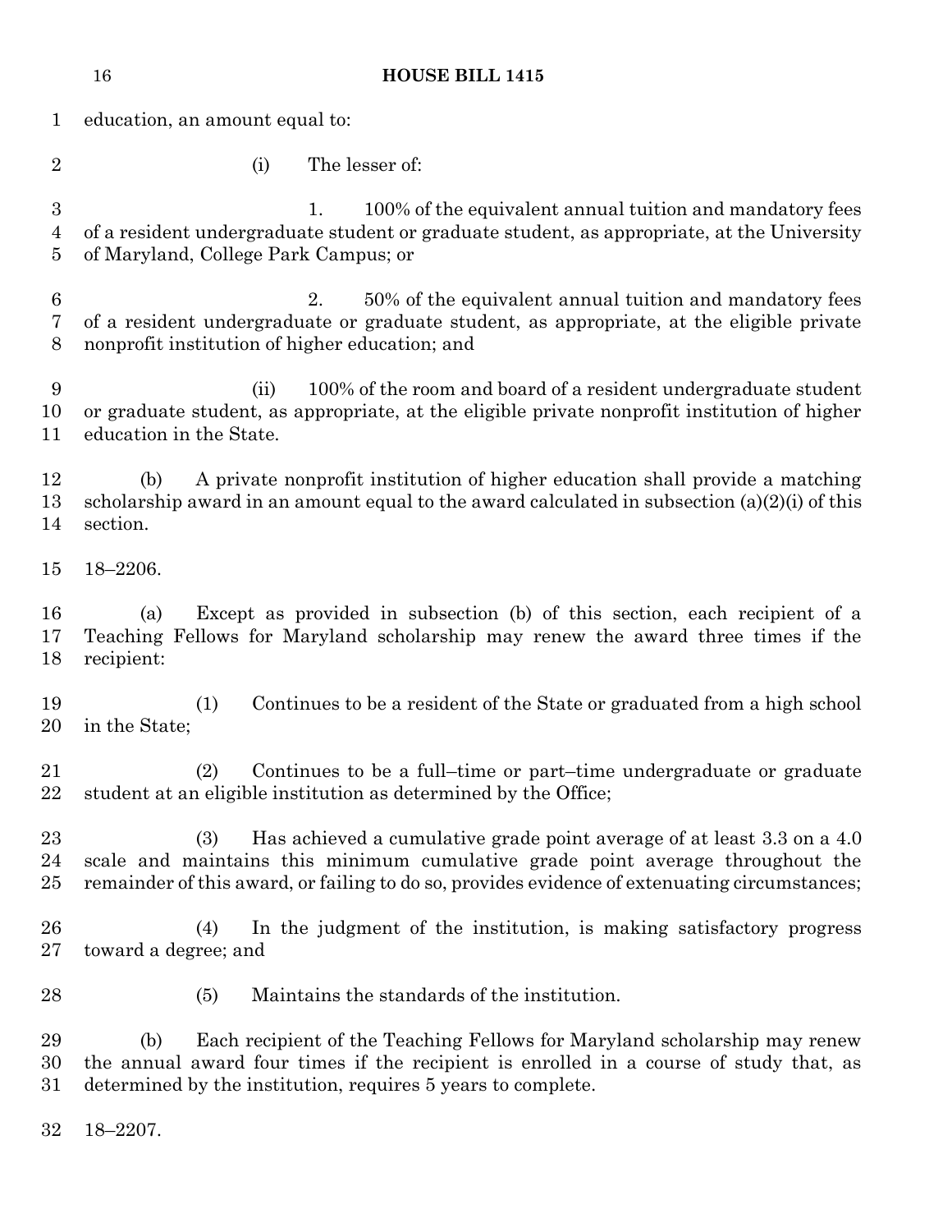education, an amount equal to:

(i) The lesser of:

1. 100% of the equivalent annual tuition and mandatory fees of a resident undergraduate student or graduate student, as appropriate, at the University of Maryland, College Park Campus; or

2. 50% of the equivalent annual tuition and mandatory fees of a resident undergraduate or graduate student, as appropriate, at the eligible private nonprofit institution of higher education; and

(ii) 100% of the room and board of a resident undergraduate student or graduate student, as appropriate, at the eligible private nonprofit institution of higher education in the State.

(b) A private nonprofit institution of higher education shall provide a matching scholarship award in an amount equal to the award calculated in subsection (a)(2)(i) of this section.

18–2206.

(a) Except as provided in subsection (b) of this section, each recipient of a Teaching Fellows for Maryland scholarship may renew the award three times if the recipient:

(1) Continues to be a resident of the State or graduated from a high school in the State;

(2) Continues to be a full–time or part–time undergraduate or graduate student at an eligible institution as determined by the Office;

(3) Has achieved a cumulative grade point average of at least 3.3 on a 4.0 scale and maintains this minimum cumulative grade point average throughout the remainder of this award, or failing to do so, provides evidence of extenuating circumstances;

(4) In the judgment of the institution, is making satisfactory progress toward a degree; and

(5) Maintains the standards of the institution.

(b) Each recipient of the Teaching Fellows for Maryland scholarship may renew the annual award four times if the recipient is enrolled in a course of study that, as determined by the institution, requires 5 years to complete.

18–2207.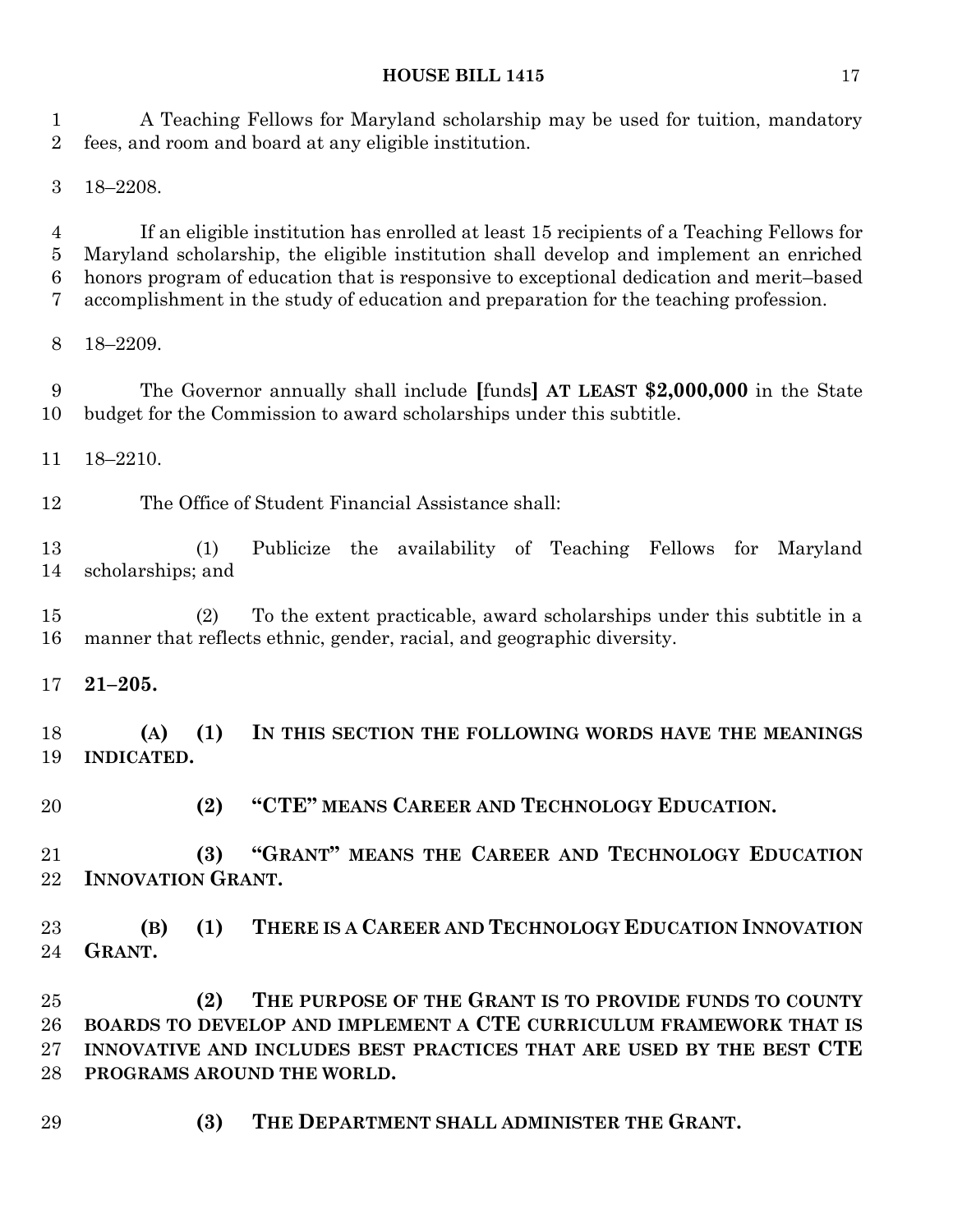A Teaching Fellows for Maryland scholarship may be used for tuition, mandatory fees, and room and board at any eligible institution.

18–2208.

If an eligible institution has enrolled at least 15 recipients of a Teaching Fellows for Maryland scholarship, the eligible institution shall develop and implement an enriched honors program of education that is responsive to exceptional dedication and merit–based accomplishment in the study of education and preparation for the teaching profession.

18–2209.

The Governor annually shall include **[**funds**]** **AT LEAST $2,000,000** in the State budget for the Commission to award scholarships under this subtitle.

18–2210.

The Office of Student Financial Assistance shall:

(1) Publicize the availability of Teaching Fellows for Maryland scholarships; and

(2) To the extent practicable, award scholarships under this subtitle in a manner that reflects ethnic, gender, racial, and geographic diversity.

**21–205.**

**(A) (1) IN THIS SECTION THE FOLLOWING WORDS HAVE THE MEANINGS INDICATED.**

**(2) "CTE" MEANS CAREER AND TECHNOLOGY EDUCATION.**

**(3) "GRANT" MEANS THE CAREER AND TECHNOLOGY EDUCATION INNOVATION GRANT.**

**(B) (1) THERE IS A CAREER AND TECHNOLOGY EDUCATION INNOVATION GRANT.**

**(2) THE PURPOSE OF THE GRANT IS TO PROVIDE FUNDS TO COUNTY BOARDS TO DEVELOP AND IMPLEMENT A CTE CURRICULUM FRAMEWORK THAT IS INNOVATIVE AND INCLUDES BEST PRACTICES THAT ARE USED BY THE BEST CTE PROGRAMS AROUND THE WORLD.**

**(3) THE DEPARTMENT SHALL ADMINISTER THE GRANT.**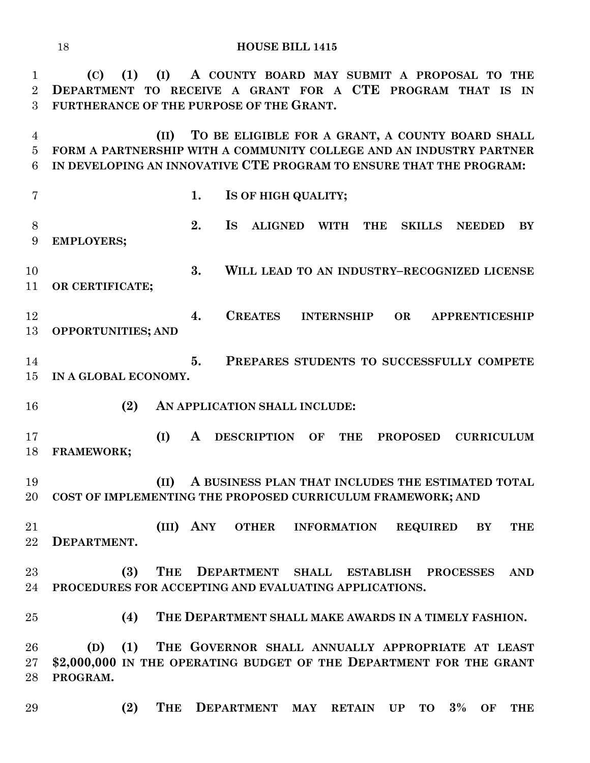**(C) (1) (I) A COUNTY BOARD MAY SUBMIT A PROPOSAL TO THE DEPARTMENT TO RECEIVE A GRANT FOR A CTE PROGRAM THAT IS IN FURTHERANCE OF THE PURPOSE OF THE GRANT.**

**(II) TO BE ELIGIBLE FOR A GRANT, A COUNTY BOARD SHALL FORM A PARTNERSHIP WITH A COMMUNITY COLLEGE AND AN INDUSTRY PARTNER IN DEVELOPING AN INNOVATIVE CTE PROGRAM TO ENSURE THAT THE PROGRAM:**

**1. IS OF HIGH QUALITY;**

**2. IS ALIGNED WITH THE SKILLS NEEDED BY EMPLOYERS;**

**3. WILL LEAD TO AN INDUSTRY–RECOGNIZED LICENSE OR CERTIFICATE;**

**4. CREATES INTERNSHIP OR APPRENTICESHIP OPPORTUNITIES; AND**

**5. PREPARES STUDENTS TO SUCCESSFULLY COMPETE IN A GLOBAL ECONOMY.**

**(2) AN APPLICATION SHALL INCLUDE:**

**(I) A DESCRIPTION OF THE PROPOSED CURRICULUM FRAMEWORK;**

**(II) A BUSINESS PLAN THAT INCLUDES THE ESTIMATED TOTAL COST OF IMPLEMENTING THE PROPOSED CURRICULUM FRAMEWORK; AND**

**(III) ANY OTHER INFORMATION REQUIRED BY THE DEPARTMENT.**

**(3) THE DEPARTMENT SHALL ESTABLISH PROCESSES AND PROCEDURES FOR ACCEPTING AND EVALUATING APPLICATIONS.**

**(4) THE DEPARTMENT SHALL MAKE AWARDS IN A TIMELY FASHION.**

**(D) (1) THE GOVERNOR SHALL ANNUALLY APPROPRIATE AT LEAST $2,000,000 IN THE OPERATING BUDGET OF THE DEPARTMENT FOR THE GRANT PROGRAM.**

**(2) THE DEPARTMENT MAY RETAIN UP TO 3% OF THE**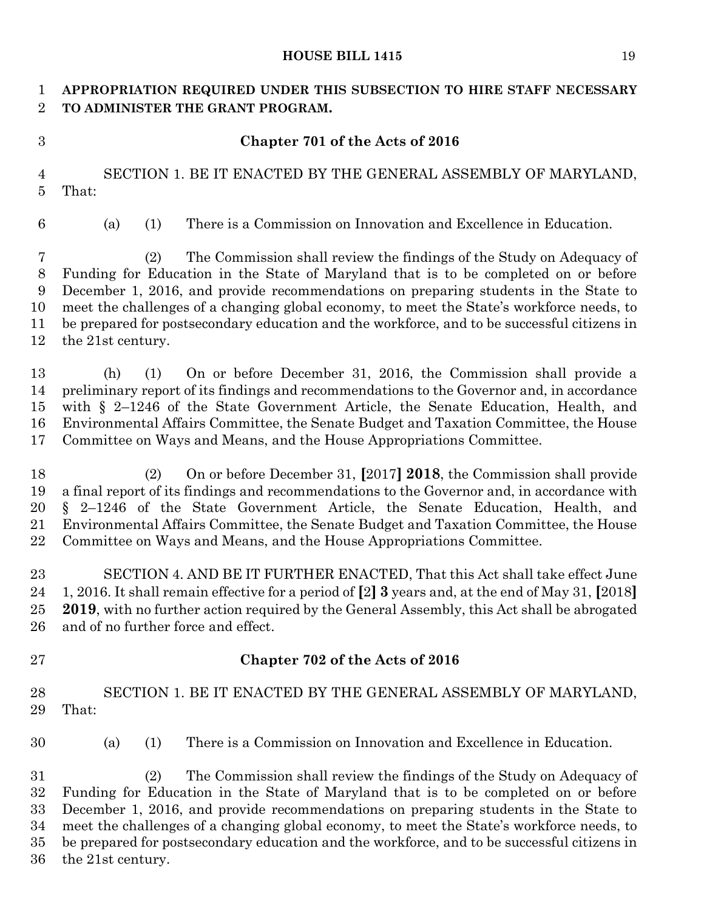**APPROPRIATION REQUIRED UNDER THIS SUBSECTION TO HIRE STAFF NECESSARY TO ADMINISTER THE GRANT PROGRAM.**

**Chapter 701 of the Acts of 2016**

SECTION 1. BE IT ENACTED BY THE GENERAL ASSEMBLY OF MARYLAND, That:

(a) (1) There is a Commission on Innovation and Excellence in Education.

(2) The Commission shall review the findings of the Study on Adequacy of Funding for Education in the State of Maryland that is to be completed on or before December 1, 2016, and provide recommendations on preparing students in the State to meet the challenges of a changing global economy, to meet the State's workforce needs, to be prepared for postsecondary education and the workforce, and to be successful citizens in the 21st century.

(h) (1) On or before December 31, 2016, the Commission shall provide a preliminary report of its findings and recommendations to the Governor and, in accordance with § 2–1246 of the State Government Article, the Senate Education, Health, and Environmental Affairs Committee, the Senate Budget and Taxation Committee, the House Committee on Ways and Means, and the House Appropriations Committee.

(2) On or before December 31, **[**2017**]** **2018**, the Commission shall provide a final report of its findings and recommendations to the Governor and, in accordance with § 2–1246 of the State Government Article, the Senate Education, Health, and Environmental Affairs Committee, the Senate Budget and Taxation Committee, the House Committee on Ways and Means, and the House Appropriations Committee.

SECTION 4. AND BE IT FURTHER ENACTED, That this Act shall take effect June 1, 2016. It shall remain effective for a period of **[**2**]** **3** years and, at the end of May 31, **[**2018**]** **2019**, with no further action required by the General Assembly, this Act shall be abrogated and of no further force and effect.

**Chapter 702 of the Acts of 2016**

SECTION 1. BE IT ENACTED BY THE GENERAL ASSEMBLY OF MARYLAND, That:

(a) (1) There is a Commission on Innovation and Excellence in Education.

(2) The Commission shall review the findings of the Study on Adequacy of Funding for Education in the State of Maryland that is to be completed on or before December 1, 2016, and provide recommendations on preparing students in the State to meet the challenges of a changing global economy, to meet the State's workforce needs, to be prepared for postsecondary education and the workforce, and to be successful citizens in the 21st century.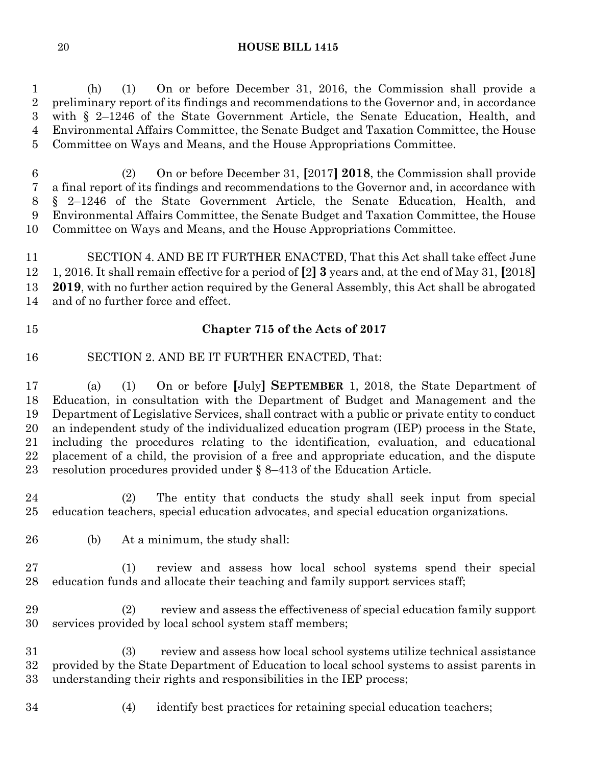(h) (1) On or before December 31, 2016, the Commission shall provide a preliminary report of its findings and recommendations to the Governor and, in accordance with § 2–1246 of the State Government Article, the Senate Education, Health, and Environmental Affairs Committee, the Senate Budget and Taxation Committee, the House Committee on Ways and Means, and the House Appropriations Committee.

(2) On or before December 31, [2017] **2018**, the Commission shall provide a final report of its findings and recommendations to the Governor and, in accordance with § 2–1246 of the State Government Article, the Senate Education, Health, and Environmental Affairs Committee, the Senate Budget and Taxation Committee, the House Committee on Ways and Means, and the House Appropriations Committee.

SECTION 4. AND BE IT FURTHER ENACTED, That this Act shall take effect June 1, 2016. It shall remain effective for a period of [2] **3** years and, at the end of May 31, [2018] **2019**, with no further action required by the General Assembly, this Act shall be abrogated and of no further force and effect.

**Chapter 715 of the Acts of 2017**

SECTION 2. AND BE IT FURTHER ENACTED, That:

(a) (1) On or before [July] **SEPTEMBER** 1, 2018, the State Department of Education, in consultation with the Department of Budget and Management and the Department of Legislative Services, shall contract with a public or private entity to conduct an independent study of the individualized education program (IEP) process in the State, including the procedures relating to the identification, evaluation, and educational placement of a child, the provision of a free and appropriate education, and the dispute resolution procedures provided under § 8–413 of the Education Article.

(2) The entity that conducts the study shall seek input from special education teachers, special education advocates, and special education organizations.

(b) At a minimum, the study shall:

(1) review and assess how local school systems spend their special education funds and allocate their teaching and family support services staff;

(2) review and assess the effectiveness of special education family support services provided by local school system staff members;

(3) review and assess how local school systems utilize technical assistance provided by the State Department of Education to local school systems to assist parents in understanding their rights and responsibilities in the IEP process;

(4) identify best practices for retaining special education teachers;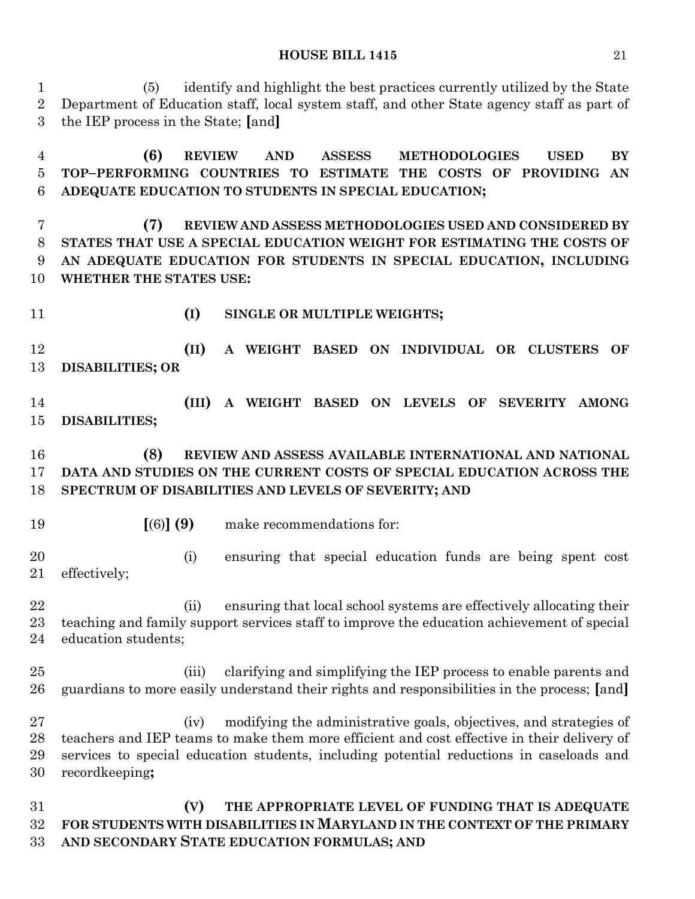(5) identify and highlight the best practices currently utilized by the State Department of Education staff, local system staff, and other State agency staff as part of the IEP process in the State; **[**and**]**

**(6) REVIEW AND ASSESS METHODOLOGIES USED BY TOP–PERFORMING COUNTRIES TO ESTIMATE THE COSTS OF PROVIDING AN ADEQUATE EDUCATION TO STUDENTS IN SPECIAL EDUCATION;**

**(7) REVIEW AND ASSESS METHODOLOGIES USED AND CONSIDERED BY STATES THAT USE A SPECIAL EDUCATION WEIGHT FOR ESTIMATING THE COSTS OF AN ADEQUATE EDUCATION FOR STUDENTS IN SPECIAL EDUCATION, INCLUDING WHETHER THE STATES USE:**

**(I) SINGLE OR MULTIPLE WEIGHTS;**

**(II) A WEIGHT BASED ON INDIVIDUAL OR CLUSTERS OF DISABILITIES; OR**

**(III) A WEIGHT BASED ON LEVELS OF SEVERITY AMONG DISABILITIES;**

**(8) REVIEW AND ASSESS AVAILABLE INTERNATIONAL AND NATIONAL DATA AND STUDIES ON THE CURRENT COSTS OF SPECIAL EDUCATION ACROSS THE SPECTRUM OF DISABILITIES AND LEVELS OF SEVERITY; AND**

**[**(6)**] (9)** make recommendations for:

(i) ensuring that special education funds are being spent cost effectively;

(ii) ensuring that local school systems are effectively allocating their teaching and family support services staff to improve the education achievement of special education students;

(iii) clarifying and simplifying the IEP process to enable parents and guardians to more easily understand their rights and responsibilities in the process; **[**and**]**

(iv) modifying the administrative goals, objectives, and strategies of teachers and IEP teams to make them more efficient and cost effective in their delivery of services to special education students, including potential reductions in caseloads and recordkeeping**;**

**(V) THE APPROPRIATE LEVEL OF FUNDING THAT IS ADEQUATE FOR STUDENTS WITH DISABILITIES IN MARYLAND IN THE CONTEXT OF THE PRIMARY AND SECONDARY STATE EDUCATION FORMULAS; AND**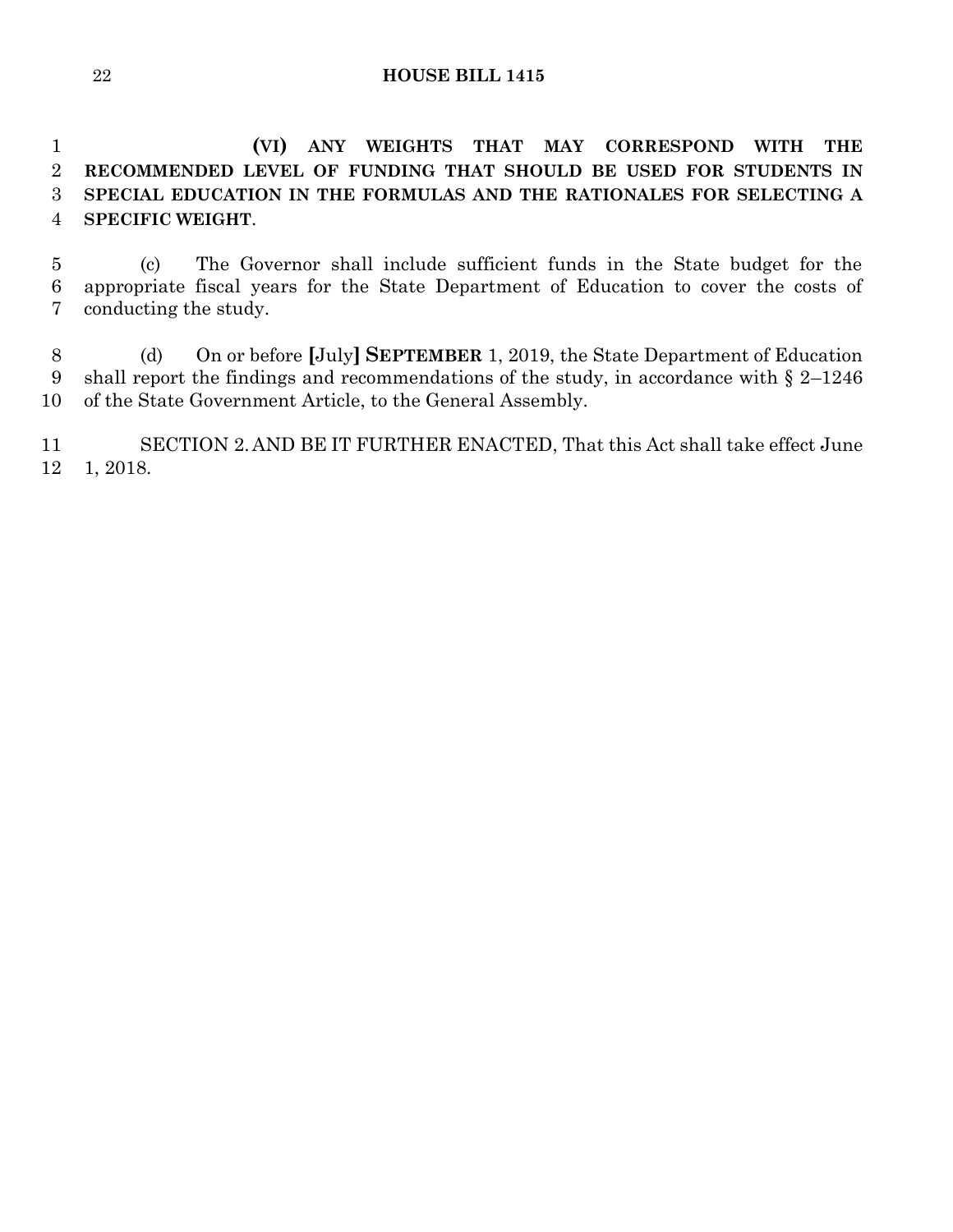**(VI) ANY WEIGHTS THAT MAY CORRESPOND WITH THE RECOMMENDED LEVEL OF FUNDING THAT SHOULD BE USED FOR STUDENTS IN SPECIAL EDUCATION IN THE FORMULAS AND THE RATIONALES FOR SELECTING A SPECIFIC WEIGHT**.

(c) The Governor shall include sufficient funds in the State budget for the appropriate fiscal years for the State Department of Education to cover the costs of conducting the study.

(d) On or before **[**July**]** **SEPTEMBER** 1, 2019, the State Department of Education shall report the findings and recommendations of the study, in accordance with § 2–1246 of the State Government Article, to the General Assembly.

SECTION 2. AND BE IT FURTHER ENACTED, That this Act shall take effect June 1, 2018.